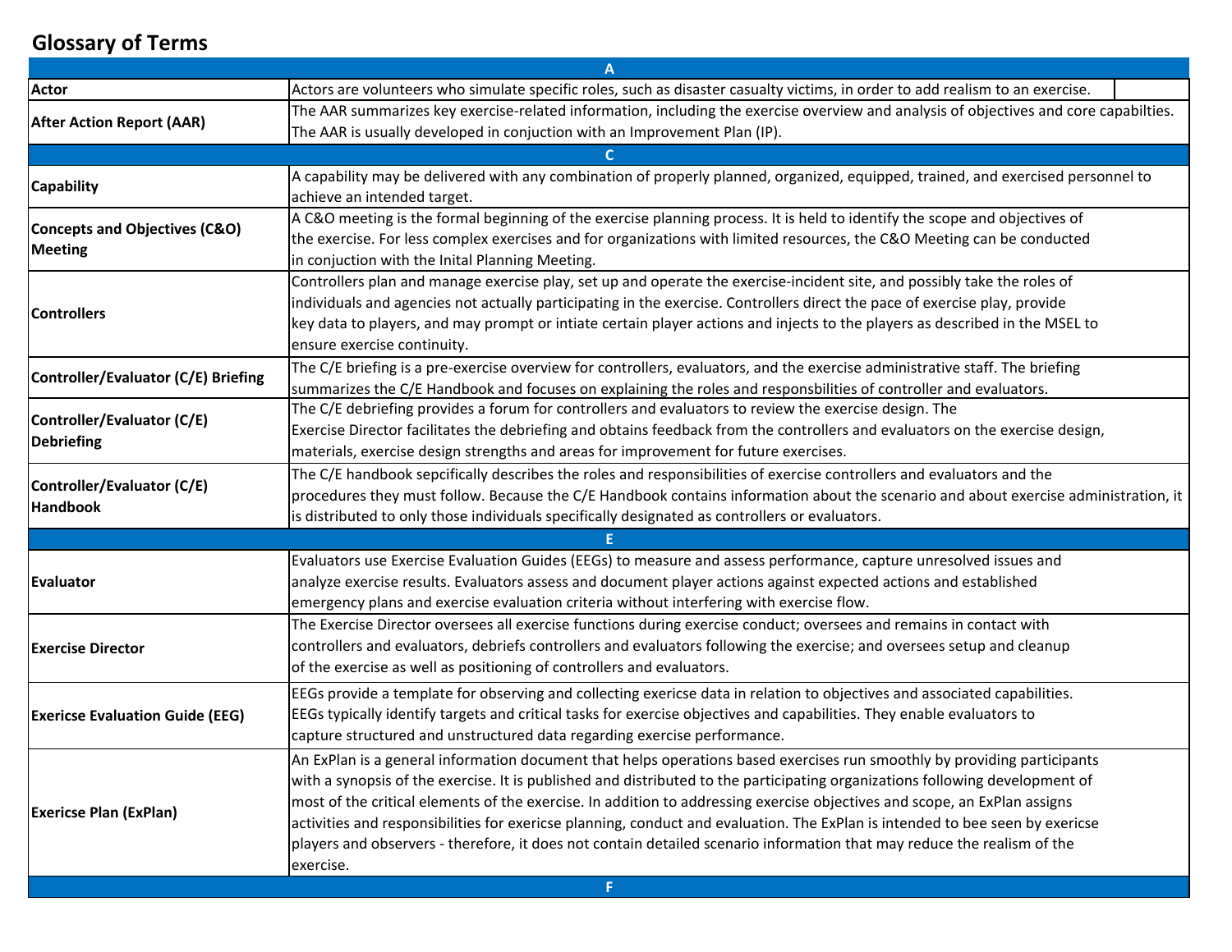# Glossary of Terms

| Term | Definition |
|---|---|
| **A** | |
| **Actor** | Actors are volunteers who simulate specific roles, such as disaster casualty victims, in order to add realism to an exercise. |
| **After Action Report (AAR)** | The AAR summarizes key exercise-related information, including the exercise overview and analysis of objectives and core capabilties. The AAR is usually developed in conjuction with an Improvement Plan (IP). |
| **C** | |
| **Capability** | A capability may be delivered with any combination of properly planned, organized, equipped, trained, and exercised personnel to achieve an intended target. |
| **Concepts and Objectives (C&O) Meeting** | A C&O meeting is the formal beginning of the exercise planning process. It is held to identify the scope and objectives of the exercise. For less complex exercises and for organizations with limited resources, the C&O Meeting can be conducted in conjuction with the Inital Planning Meeting. |
| **Controllers** | Controllers plan and manage exercise play, set up and operate the exercise-incident site, and possibly take the roles of individuals and agencies not actually participating in the exercise. Controllers direct the pace of exercise play, provide key data to players, and may prompt or intiate certain player actions and injects to the players as described in the MSEL to ensure exercise continuity. |
| **Controller/Evaluator (C/E) Briefing** | The C/E briefing is a pre-exercise overview for controllers, evaluators, and the exercise administrative staff. The briefing summarizes the C/E Handbook and focuses on explaining the roles and responsbilities of controller and evaluators. |
| **Controller/Evaluator (C/E) Debriefing** | The C/E debriefing provides a forum for controllers and evaluators to review the exercise design. The Exercise Director facilitates the debriefing and obtains feedback from the controllers and evaluators on the exercise design, materials, exercise design strengths and areas for improvement for future exercises. |
| **Controller/Evaluator (C/E) Handbook** | The C/E handbook sepcifically describes the roles and responsibilities of exercise controllers and evaluators and the procedures they must follow. Because the C/E Handbook contains information about the scenario and about exercise administration, it is distributed to only those individuals specifically designated as controllers or evaluators. |
| **E** | |
| **Evaluator** | Evaluators use Exercise Evaluation Guides (EEGs) to measure and assess performance, capture unresolved issues and analyze exercise results. Evaluators assess and document player actions against expected actions and established emergency plans and exercise evaluation criteria without interfering with exercise flow. |
| **Exercise Director** | The Exercise Director oversees all exercise functions during exercise conduct; oversees and remains in contact with controllers and evaluators, debriefs controllers and evaluators following the exercise; and oversees setup and cleanup of the exercise as well as positioning of controllers and evaluators. |
| **Exericse Evaluation Guide (EEG)** | EEGs provide a template for observing and collecting exericse data in relation to objectives and associated capabilities. EEGs typically identify targets and critical tasks for exercise objectives and capabilities. They enable evaluators to capture structured and unstructured data regarding exercise performance. |
| **Exericse Plan (ExPlan)** | An ExPlan is a general information document that helps operations based exercises run smoothly by providing participants with a synopsis of the exercise. It is published and distributed to the participating organizations following development of most of the critical elements of the exercise. In addition to addressing exercise objectives and scope, an ExPlan assigns activities and responsibilities for exericse planning, conduct and evaluation. The ExPlan is intended to bee seen by exericse players and observers - therefore, it does not contain detailed scenario information that may reduce the realism of the exercise. |
| **F** | |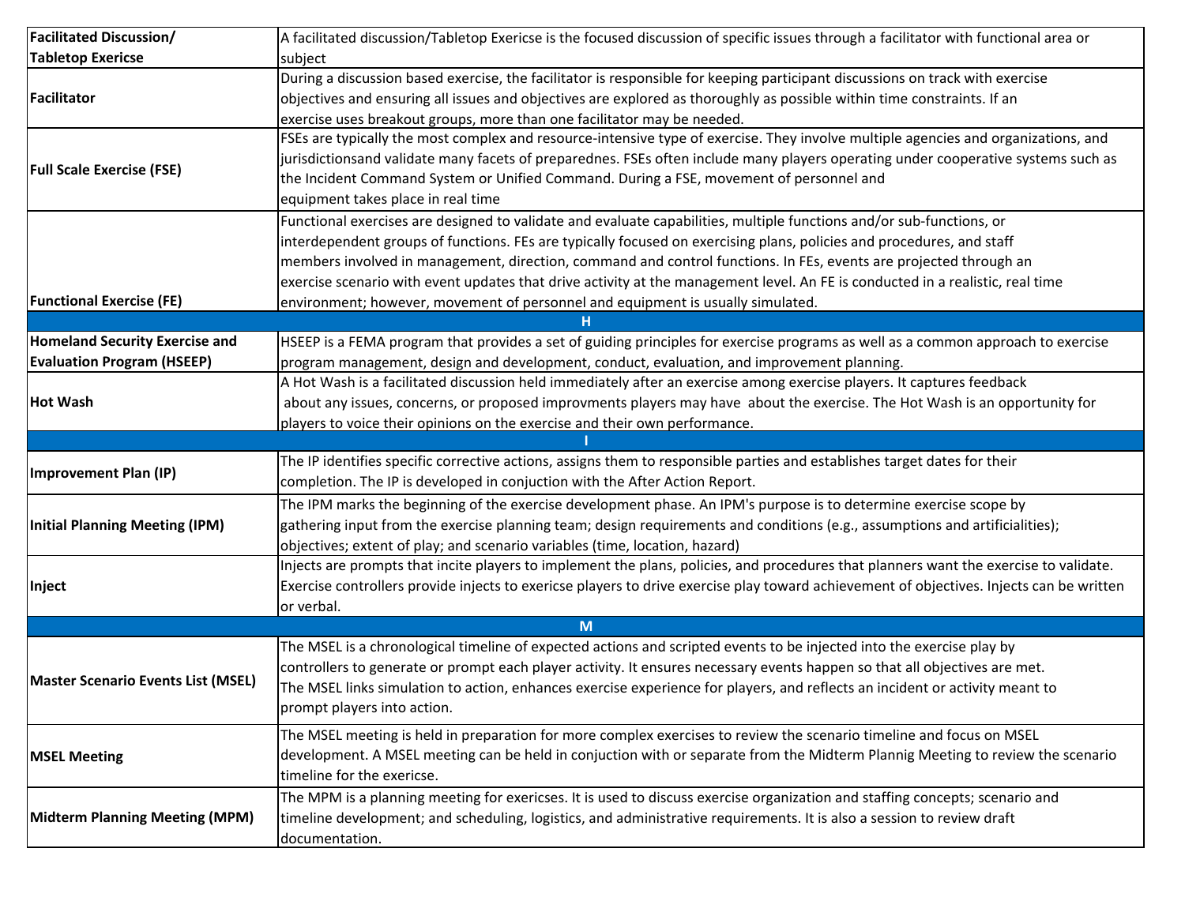| | |
|---|---|
| **Facilitated Discussion/ Tabletop Exericse** | A facilitated discussion/Tabletop Exericse is the focused discussion of specific issues through a facilitator with functional area or subject |
| **Facilitator** | During a discussion based exercise, the facilitator is responsible for keeping participant discussions on track with exercise objectives and ensuring all issues and objectives are explored as thoroughly as possible within time constraints. If an exercise uses breakout groups, more than one facilitator may be needed. |
| **Full Scale Exercise (FSE)** | FSEs are typically the most complex and resource-intensive type of exercise. They involve multiple agencies and organizations, and jurisdictionsand validate many facets of preparednes. FSEs often include many players operating under cooperative systems such as the Incident Command System or Unified Command. During a FSE, movement of personnel and equipment takes place in real time |
| **Functional Exercise (FE)** | Functional exercises are designed to validate and evaluate capabilities, multiple functions and/or sub-functions, or interdependent groups of functions. FEs are typically focused on exercising plans, policies and procedures, and staff members involved in management, direction, command and control functions. In FEs, events are projected through an exercise scenario with event updates that drive activity at the management level. An FE is conducted in a realistic, real time environment; however, movement of personnel and equipment is usually simulated. |
| **H** | |
| **Homeland Security Exercise and Evaluation Program (HSEEP)** | HSEEP is a FEMA program that provides a set of guiding principles for exercise programs as well as a common approach to exercise program management, design and development, conduct, evaluation, and improvement planning. |
| **Hot Wash** | A Hot Wash is a facilitated discussion held immediately after an exercise among exercise players. It captures feedback about any issues, concerns, or proposed improvments players may have about the exercise. The Hot Wash is an opportunity for players to voice their opinions on the exercise and their own performance. |
| **I** | |
| **Improvement Plan (IP)** | The IP identifies specific corrective actions, assigns them to responsible parties and establishes target dates for their completion. The IP is developed in conjuction with the After Action Report. |
| **Initial Planning Meeting (IPM)** | The IPM marks the beginning of the exercise development phase. An IPM's purpose is to determine exercise scope by gathering input from the exercise planning team; design requirements and conditions (e.g., assumptions and artificialities); objectives; extent of play; and scenario variables (time, location, hazard) |
| **Inject** | Injects are prompts that incite players to implement the plans, policies, and procedures that planners want the exercise to validate. Exercise controllers provide injects to exericse players to drive exercise play toward achievement of objectives. Injects can be written or verbal. |
| **M** | |
| **Master Scenario Events List (MSEL)** | The MSEL is a chronological timeline of expected actions and scripted events to be injected into the exercise play by controllers to generate or prompt each player activity. It ensures necessary events happen so that all objectives are met. The MSEL links simulation to action, enhances exercise experience for players, and reflects an incident or activity meant to prompt players into action. |
| **MSEL Meeting** | The MSEL meeting is held in preparation for more complex exercises to review the scenario timeline and focus on MSEL development. A MSEL meeting can be held in conjuction with or separate from the Midterm Plannig Meeting to review the scenario timeline for the exericse. |
| **Midterm Planning Meeting (MPM)** | The MPM is a planning meeting for exericses. It is used to discuss exercise organization and staffing concepts; scenario and timeline development; and scheduling, logistics, and administrative requirements. It is also a session to review draft documentation. |